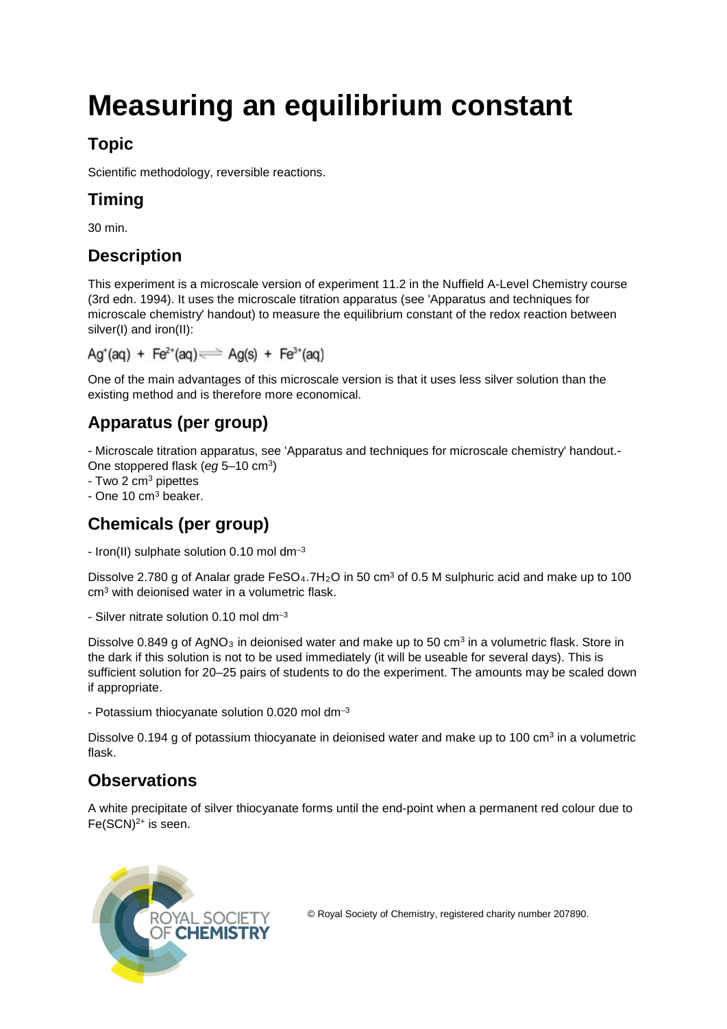# Measuring an equilibrium constant

## Topic

Scientific methodology, reversible reactions.

## Timing

30 min.

## Description

This experiment is a microscale version of experiment 11.2 in the Nuffield A-Level Chemistry course (3rd edn. 1994). It uses the microscale titration apparatus (see 'Apparatus and techniques for microscale chemistry' handout) to measure the equilibrium constant of the redox reaction between silver(I) and iron(II):

$$Ag^{+}(aq) + Fe^{2+}(aq) \rightleftharpoons Ag(s) + Fe^{3+}(aq)$$

One of the main advantages of this microscale version is that it uses less silver solution than the existing method and is therefore more economical.

## Apparatus (per group)

- Microscale titration apparatus, see 'Apparatus and techniques for microscale chemistry' handout.- One stoppered flask (*eg* 5–10 $cm^3$)
- Two 2 $cm^3$ pipettes
- One 10 $cm^3$ beaker.

## Chemicals (per group)

- Iron(II) sulphate solution 0.10 mol $dm^{-3}$

Dissolve 2.780 g of Analar grade $FeSO_4.7H_2O$ in 50 $cm^3$ of 0.5 M sulphuric acid and make up to 100 $cm^3$ with deionised water in a volumetric flask.

- Silver nitrate solution 0.10 mol $dm^{-3}$

Dissolve 0.849 g of $AgNO_3$ in deionised water and make up to 50 $cm^3$ in a volumetric flask. Store in the dark if this solution is not to be used immediately (it will be useable for several days). This is sufficient solution for 20–25 pairs of students to do the experiment. The amounts may be scaled down if appropriate.

- Potassium thiocyanate solution 0.020 mol $dm^{-3}$

Dissolve 0.194 g of potassium thiocyanate in deionised water and make up to 100 $cm^3$ in a volumetric flask.

## Observations

A white precipitate of silver thiocyanate forms until the end-point when a permanent red colour due to $Fe(SCN)^{2+}$ is seen.

© Royal Society of Chemistry, registered charity number 207890.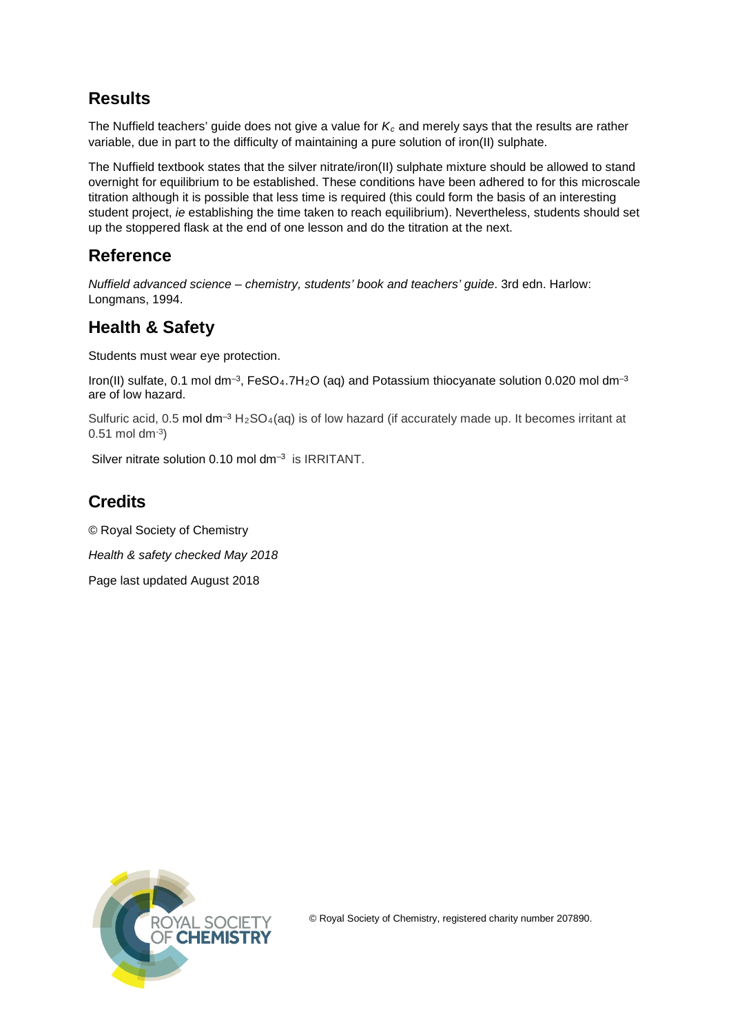## Results

The Nuffield teachers' guide does not give a value for $K_c$ and merely says that the results are rather variable, due in part to the difficulty of maintaining a pure solution of iron(II) sulphate.

The Nuffield textbook states that the silver nitrate/iron(II) sulphate mixture should be allowed to stand overnight for equilibrium to be established. These conditions have been adhered to for this microscale titration although it is possible that less time is required (this could form the basis of an interesting student project, *ie* establishing the time taken to reach equilibrium). Nevertheless, students should set up the stoppered flask at the end of one lesson and do the titration at the next.

## Reference

*Nuffield advanced science – chemistry, students' book and teachers' guide*. 3rd edn. Harlow: Longmans, 1994.

## Health & Safety

Students must wear eye protection.

Iron(II) sulfate, 0.1 mol $dm^{-3}$, $FeSO_4.7H_2O$ (aq) and Potassium thiocyanate solution 0.020 mol $dm^{-3}$ are of low hazard.

Sulfuric acid, 0.5 mol $dm^{-3}$ $H_2SO_4$(aq) is of low hazard (if accurately made up. It becomes irritant at 0.51 mol $dm^{-3}$)

Silver nitrate solution 0.10 mol $dm^{-3}$ is IRRITANT.

## Credits

© Royal Society of Chemistry

*Health & safety checked May 2018*

Page last updated August 2018

© Royal Society of Chemistry, registered charity number 207890.